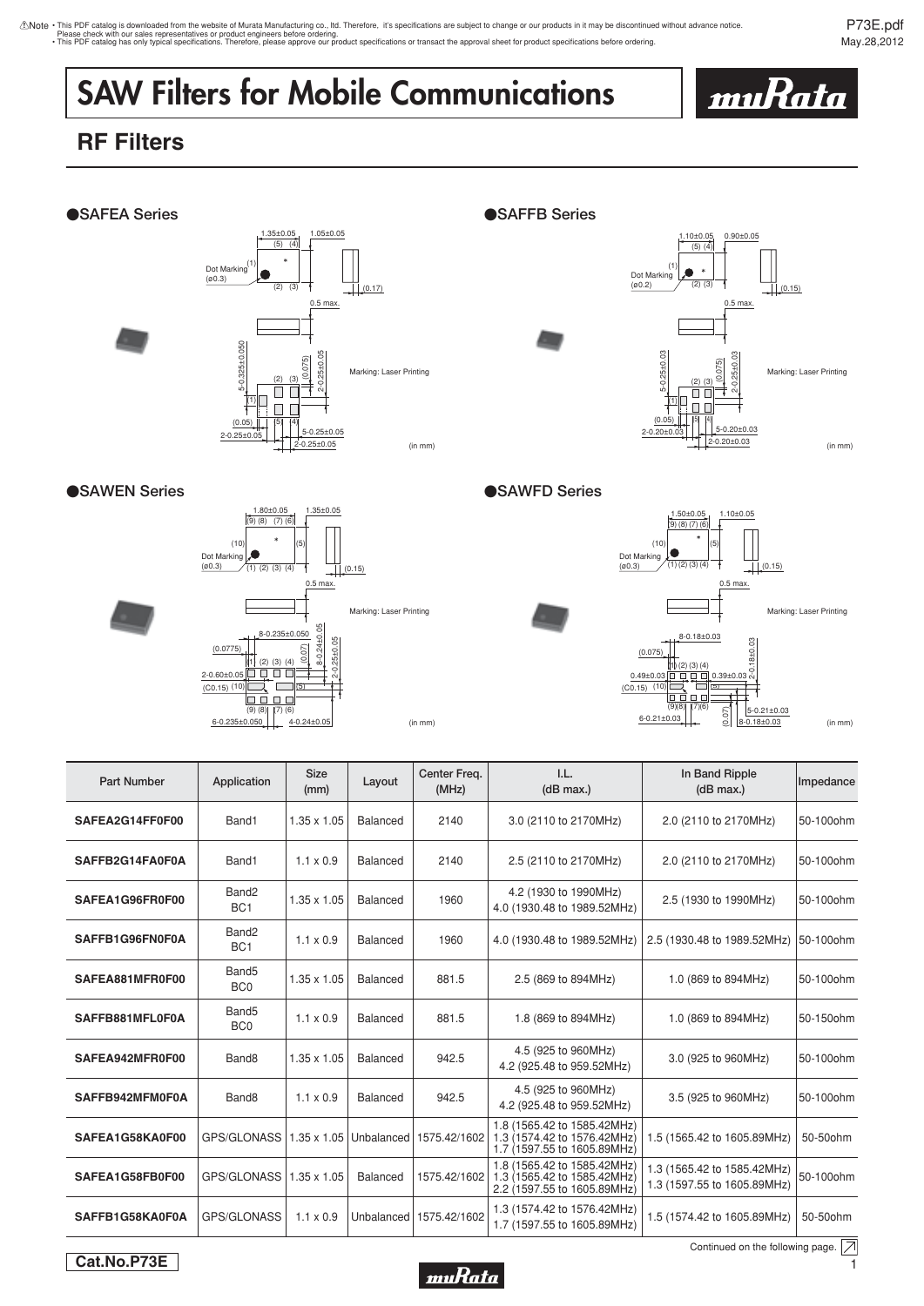⚠Note • This PDF catalog is downloaded from the website of Murata Manufacturing co., ltd. Therefore, it's specifications are subject to change or our products in it may be discontinued without advance notice. Please check with our sales representatives or product engineers before ordering.
• This PDF catalog has only typical specifications. Therefore, please approve our product specifications or transact the approval sheet for product specifications before ordering.

# SAW Filters for Mobile Communications

## RF Filters

### ●SAFEA Series

1.35±0.05, 1.05±0.05, (5) (4), (1), Dot Marking (ø0.3), (2) (3), (0.17), 0.5 max.

5-0.325±0.050, (0.075), 2-0.25±0.05, (2) (3), (1), (5) (4), (0.05), 2-0.25±0.05, 5-0.25±0.05, 2-0.25±0.05

Marking: Laser Printing

(in mm)

### ●SAFFB Series

1.10±0.05, 0.90±0.05, (5) (4), (1), Dot Marking (ø0.2), (2) (3), (0.15), 0.5 max.

5-0.25±0.03, (0.075), 2-0.25±0.03, (2) (3), (1), (5) (4), (0.05), 2-0.20±0.03, 5-0.20±0.03, 2-0.20±0.03

Marking: Laser Printing

(in mm)

### ●SAWEN Series

1.80±0.05, 1.35±0.05, (9) (8) (7) (6), (10), (5), Dot Marking (ø0.3), (1) (2) (3) (4), (0.15), 0.5 max.

8-0.235±0.050, (0.0775), (0.07), 8-0.24±0.05, 2-0.25±0.05, (1) (2) (3) (4), 2-0.60±0.05, (C0.15) (10), (5), (9) (8) (7) (6), 6-0.235±0.050, 4-0.24±0.05

Marking: Laser Printing

(in mm)

### ●SAWFD Series

1.50±0.05, 1.10±0.05, (9) (8) (7) (6), (10), (5), Dot Marking (ø0.3), (1) (2) (3) (4), (0.15), 0.5 max.

8-0.18±0.03, (0.075), 2-0.18±0.03, (1) (2) (3) (4), 0.49±0.03, 0.39±0.03, (C0.15) (10), (5), (9) (8) (7) (6), 6-0.21±0.03, (0.07), 5-0.21±0.03, 8-0.18±0.03

Marking: Laser Printing

(in mm)

| Part Number | Application | Size (mm) | Layout | Center Freq. (MHz) | I.L. (dB max.) | In Band Ripple (dB max.) | Impedance |
|---|---|---|---|---|---|---|---|
| SAFEA2G14FF0F00 | Band1 | 1.35 x 1.05 | Balanced | 2140 | 3.0 (2110 to 2170MHz) | 2.0 (2110 to 2170MHz) | 50-100ohm |
| SAFFB2G14FA0F0A | Band1 | 1.1 x 0.9 | Balanced | 2140 | 2.5 (2110 to 2170MHz) | 2.0 (2110 to 2170MHz) | 50-100ohm |
| SAFEA1G96FR0F00 | Band2 BC1 | 1.35 x 1.05 | Balanced | 1960 | 4.2 (1930 to 1990MHz) 4.0 (1930.48 to 1989.52MHz) | 2.5 (1930 to 1990MHz) | 50-100ohm |
| SAFFB1G96FN0F0A | Band2 BC1 | 1.1 x 0.9 | Balanced | 1960 | 4.0 (1930.48 to 1989.52MHz) | 2.5 (1930.48 to 1989.52MHz) | 50-100ohm |
| SAFEA881MFR0F00 | Band5 BC0 | 1.35 x 1.05 | Balanced | 881.5 | 2.5 (869 to 894MHz) | 1.0 (869 to 894MHz) | 50-100ohm |
| SAFFB881MFL0F0A | Band5 BC0 | 1.1 x 0.9 | Balanced | 881.5 | 1.8 (869 to 894MHz) | 1.0 (869 to 894MHz) | 50-150ohm |
| SAFEA942MFR0F00 | Band8 | 1.35 x 1.05 | Balanced | 942.5 | 4.5 (925 to 960MHz) 4.2 (925.48 to 959.52MHz) | 3.0 (925 to 960MHz) | 50-100ohm |
| SAFFB942MFM0F0A | Band8 | 1.1 x 0.9 | Balanced | 942.5 | 4.5 (925 to 960MHz) 4.2 (925.48 to 959.52MHz) | 3.5 (925 to 960MHz) | 50-100ohm |
| SAFEA1G58KA0F00 | GPS/GLONASS | 1.35 x 1.05 | Unbalanced | 1575.42/1602 | 1.8 (1565.42 to 1585.42MHz) 1.3 (1574.42 to 1576.42MHz) 1.7 (1597.55 to 1605.89MHz) | 1.5 (1565.42 to 1605.89MHz) | 50-50ohm |
| SAFEA1G58FB0F00 | GPS/GLONASS | 1.35 x 1.05 | Balanced | 1575.42/1602 | 1.8 (1565.42 to 1585.42MHz) 1.3 (1565.42 to 1585.42MHz) 2.2 (1597.55 to 1605.89MHz) | 1.3 (1565.42 to 1585.42MHz) 1.3 (1597.55 to 1605.89MHz) | 50-100ohm |
| SAFFB1G58KA0F0A | GPS/GLONASS | 1.1 x 0.9 | Unbalanced | 1575.42/1602 | 1.3 (1574.42 to 1576.42MHz) 1.7 (1597.55 to 1605.89MHz) | 1.5 (1574.42 to 1605.89MHz) | 50-50ohm |

Continued on the following page.

Cat.No.P73E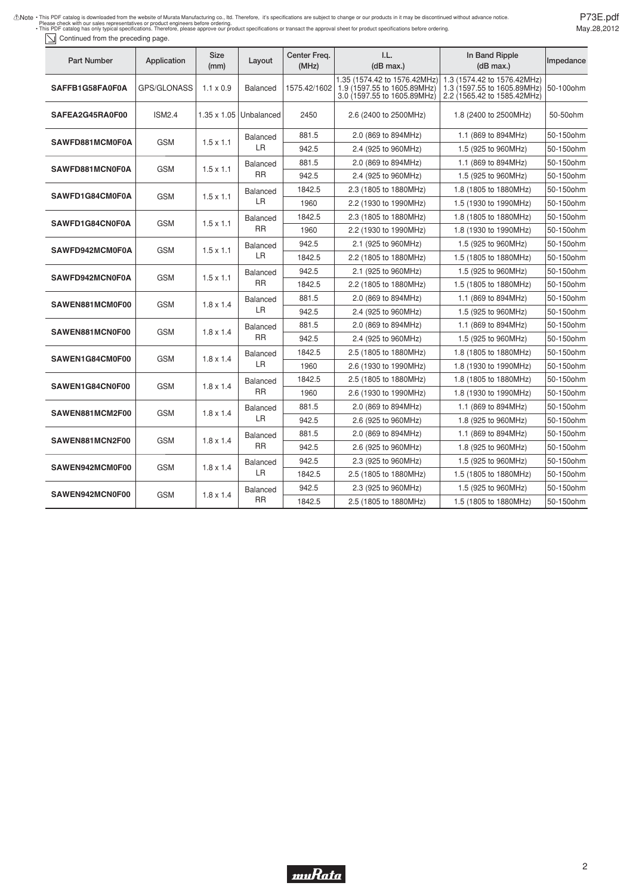⚠Note • This PDF catalog is downloaded from the website of Murata Manufacturing co., ltd. Therefore, it's specifications are subject to change or our products in it may be discontinued without advance notice. Please check with our sales representatives or product engineers before ordering.
• This PDF catalog has only typical specifications. Therefore, please approve our product specifications or transact the approval sheet for product specifications before ordering.

Continued from the preceding page.

| Part Number | Application | Size (mm) | Layout | Center Freq. (MHz) | I.L. (dB max.) | In Band Ripple (dB max.) | Impedance |
|---|---|---|---|---|---|---|---|
| SAFFB1G58FA0F0A | GPS/GLONASS | 1.1 x 0.9 | Balanced | 1575.42/1602 | 1.35 (1574.42 to 1576.42MHz) 1.9 (1597.55 to 1605.89MHz) 3.0 (1597.55 to 1605.89MHz) | 1.3 (1574.42 to 1576.42MHz) 1.3 (1597.55 to 1605.89MHz) 2.2 (1565.42 to 1585.42MHz) | 50-100ohm |
| SAFEA2G45RA0F00 | ISM2.4 | 1.35 x 1.05 | Unbalanced | 2450 | 2.6 (2400 to 2500MHz) | 1.8 (2400 to 2500MHz) | 50-50ohm |
| SAWFD881MCM0F0A | GSM | 1.5 x 1.1 | Balanced LR | 881.5 | 2.0 (869 to 894MHz) | 1.1 (869 to 894MHz) | 50-150ohm |
| | | | | 942.5 | 2.4 (925 to 960MHz) | 1.5 (925 to 960MHz) | 50-150ohm |
| SAWFD881MCN0F0A | GSM | 1.5 x 1.1 | Balanced RR | 881.5 | 2.0 (869 to 894MHz) | 1.1 (869 to 894MHz) | 50-150ohm |
| | | | | 942.5 | 2.4 (925 to 960MHz) | 1.5 (925 to 960MHz) | 50-150ohm |
| SAWFD1G84CM0F0A | GSM | 1.5 x 1.1 | Balanced LR | 1842.5 | 2.3 (1805 to 1880MHz) | 1.8 (1805 to 1880MHz) | 50-150ohm |
| | | | | 1960 | 2.2 (1930 to 1990MHz) | 1.5 (1930 to 1990MHz) | 50-150ohm |
| SAWFD1G84CN0F0A | GSM | 1.5 x 1.1 | Balanced RR | 1842.5 | 2.3 (1805 to 1880MHz) | 1.8 (1805 to 1880MHz) | 50-150ohm |
| | | | | 1960 | 2.2 (1930 to 1990MHz) | 1.8 (1930 to 1990MHz) | 50-150ohm |
| SAWFD942MCM0F0A | GSM | 1.5 x 1.1 | Balanced LR | 942.5 | 2.1 (925 to 960MHz) | 1.5 (925 to 960MHz) | 50-150ohm |
| | | | | 1842.5 | 2.2 (1805 to 1880MHz) | 1.5 (1805 to 1880MHz) | 50-150ohm |
| SAWFD942MCN0F0A | GSM | 1.5 x 1.1 | Balanced RR | 942.5 | 2.1 (925 to 960MHz) | 1.5 (925 to 960MHz) | 50-150ohm |
| | | | | 1842.5 | 2.2 (1805 to 1880MHz) | 1.5 (1805 to 1880MHz) | 50-150ohm |
| SAWEN881MCM0F00 | GSM | 1.8 x 1.4 | Balanced LR | 881.5 | 2.0 (869 to 894MHz) | 1.1 (869 to 894MHz) | 50-150ohm |
| | | | | 942.5 | 2.4 (925 to 960MHz) | 1.5 (925 to 960MHz) | 50-150ohm |
| SAWEN881MCN0F00 | GSM | 1.8 x 1.4 | Balanced RR | 881.5 | 2.0 (869 to 894MHz) | 1.1 (869 to 894MHz) | 50-150ohm |
| | | | | 942.5 | 2.4 (925 to 960MHz) | 1.5 (925 to 960MHz) | 50-150ohm |
| SAWEN1G84CM0F00 | GSM | 1.8 x 1.4 | Balanced LR | 1842.5 | 2.5 (1805 to 1880MHz) | 1.8 (1805 to 1880MHz) | 50-150ohm |
| | | | | 1960 | 2.6 (1930 to 1990MHz) | 1.8 (1930 to 1990MHz) | 50-150ohm |
| SAWEN1G84CN0F00 | GSM | 1.8 x 1.4 | Balanced RR | 1842.5 | 2.5 (1805 to 1880MHz) | 1.8 (1805 to 1880MHz) | 50-150ohm |
| | | | | 1960 | 2.6 (1930 to 1990MHz) | 1.8 (1930 to 1990MHz) | 50-150ohm |
| SAWEN881MCM2F00 | GSM | 1.8 x 1.4 | Balanced LR | 881.5 | 2.0 (869 to 894MHz) | 1.1 (869 to 894MHz) | 50-150ohm |
| | | | | 942.5 | 2.6 (925 to 960MHz) | 1.8 (925 to 960MHz) | 50-150ohm |
| SAWEN881MCN2F00 | GSM | 1.8 x 1.4 | Balanced RR | 881.5 | 2.0 (869 to 894MHz) | 1.1 (869 to 894MHz) | 50-150ohm |
| | | | | 942.5 | 2.6 (925 to 960MHz) | 1.8 (925 to 960MHz) | 50-150ohm |
| SAWEN942MCM0F00 | GSM | 1.8 x 1.4 | Balanced LR | 942.5 | 2.3 (925 to 960MHz) | 1.5 (925 to 960MHz) | 50-150ohm |
| | | | | 1842.5 | 2.5 (1805 to 1880MHz) | 1.5 (1805 to 1880MHz) | 50-150ohm |
| SAWEN942MCN0F00 | GSM | 1.8 x 1.4 | Balanced RR | 942.5 | 2.3 (925 to 960MHz) | 1.5 (925 to 960MHz) | 50-150ohm |
| | | | | 1842.5 | 2.5 (1805 to 1880MHz) | 1.5 (1805 to 1880MHz) | 50-150ohm |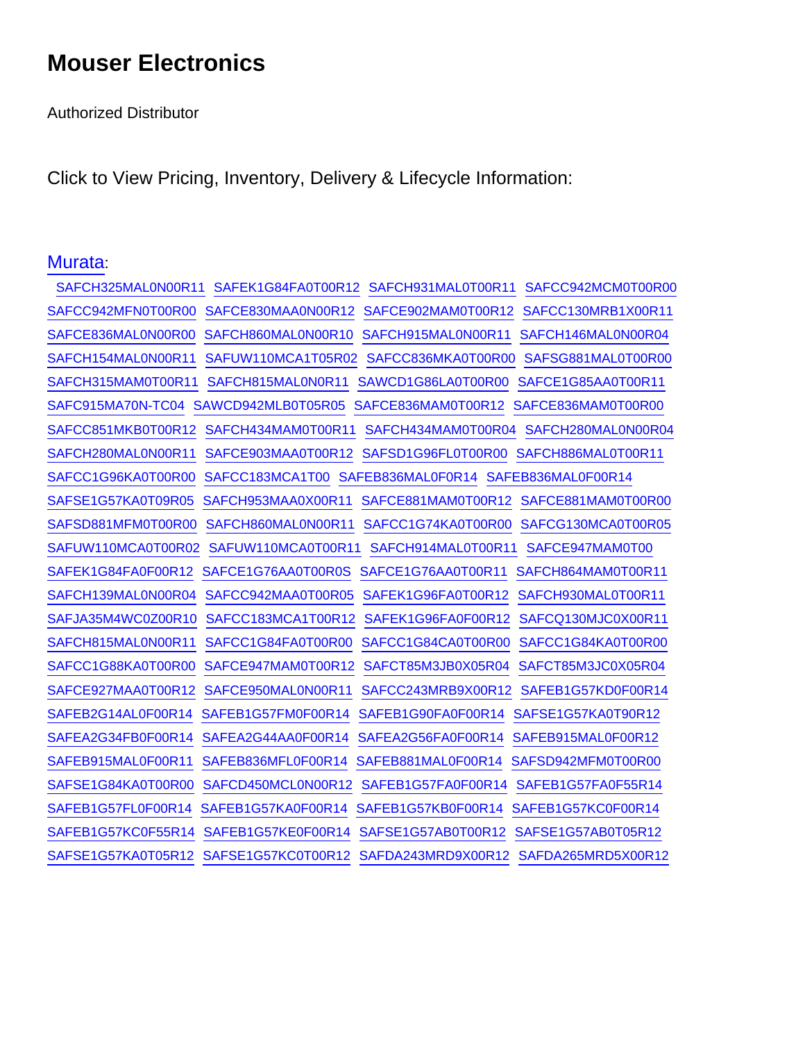# Mouser Electronics

Authorized Distributor

Click to View Pricing, Inventory, Delivery & Lifecycle Information:

Murata:

SAFCH325MAL0N00R11 SAFEK1G84FA0T00R12 SAFCH931MAL0T00R11 SAFCC942MCM0T00R00 SAFCC942MFN0T00R00 SAFCE830MAA0N00R12 SAFCE902MAM0T00R12 SAFCC130MRB1X00R11 SAFCE836MAL0N00R00 SAFCH860MAL0N00R10 SAFCH915MAL0N00R11 SAFCH146MAL0N00R04 SAFCH154MAL0N00R11 SAFUW110MCA1T05R02 SAFCC836MKA0T00R00 SAFSG881MAL0T00R00 SAFCH315MAM0T00R11 SAFCH815MAL0N0R11 SAWCD1G86LA0T00R00 SAFCE1G85AA0T00R11 SAFC915MA70N-TC04 SAWCD942MLB0T05R05 SAFCE836MAM0T00R12 SAFCE836MAM0T00R00 SAFCC851MKB0T00R12 SAFCH434MAM0T00R11 SAFCH434MAM0T00R04 SAFCH280MAL0N00R04 SAFCH280MAL0N00R11 SAFCE903MAA0T00R12 SAFSD1G96FL0T00R00 SAFCH886MAL0T00R11 SAFCC1G96KA0T00R00 SAFCC183MCA1T00 SAFEB836MAL0F0R14 SAFEB836MAL0F00R14 SAFSE1G57KA0T09R05 SAFCH953MAA0X00R11 SAFCE881MAM0T00R12 SAFCE881MAM0T00R00 SAFSD881MFM0T00R00 SAFCH860MAL0N00R11 SAFCC1G74KA0T00R00 SAFCG130MCA0T00R05 SAFUW110MCA0T00R02 SAFUW110MCA0T00R11 SAFCH914MAL0T00R11 SAFCE947MAM0T00 SAFEK1G84FA0F00R12 SAFCE1G76AA0T00R0S SAFCE1G76AA0T00R11 SAFCH864MAM0T00R11 SAFCH139MAL0N00R04 SAFCC942MAA0T00R05 SAFEK1G96FA0T00R12 SAFCH930MAL0T00R11 SAFJA35M4WC0Z00R10 SAFCC183MCA1T00R12 SAFEK1G96FA0F00R12 SAFCQ130MJC0X00R11 SAFCH815MAL0N00R11 SAFCC1G84FA0T00R00 SAFCC1G84CA0T00R00 SAFCC1G84KA0T00R00 SAFCC1G88KA0T00R00 SAFCE947MAM0T00R12 SAFCT85M3JB0X05R04 SAFCT85M3JC0X05R04 SAFCE927MAA0T00R12 SAFCE950MAL0N00R11 SAFCC243MRB9X00R12 SAFEB1G57KD0F00R14 SAFEB2G14AL0F00R14 SAFEB1G57FM0F00R14 SAFEB1G90FA0F00R14 SAFSE1G57KA0T90R12 SAFEA2G34FB0F00R14 SAFEA2G44AA0F00R14 SAFEA2G56FA0F00R14 SAFEB915MAL0F00R12 SAFEB915MAL0F00R11 SAFEB836MFL0F00R14 SAFEB881MAL0F00R14 SAFSD942MFM0T00R00 SAFSE1G84KA0T00R00 SAFCD450MCL0N00R12 SAFEB1G57FA0F00R14 SAFEB1G57FA0F55R14 SAFEB1G57FL0F00R14 SAFEB1G57KA0F00R14 SAFEB1G57KB0F00R14 SAFEB1G57KC0F00R14 SAFEB1G57KC0F55R14 SAFEB1G57KE0F00R14 SAFSE1G57AB0T00R12 SAFSE1G57AB0T05R12 SAFSE1G57KA0T05R12 SAFSE1G57KC0T00R12 SAFDA243MRD9X00R12 SAFDA265MRD5X00R12